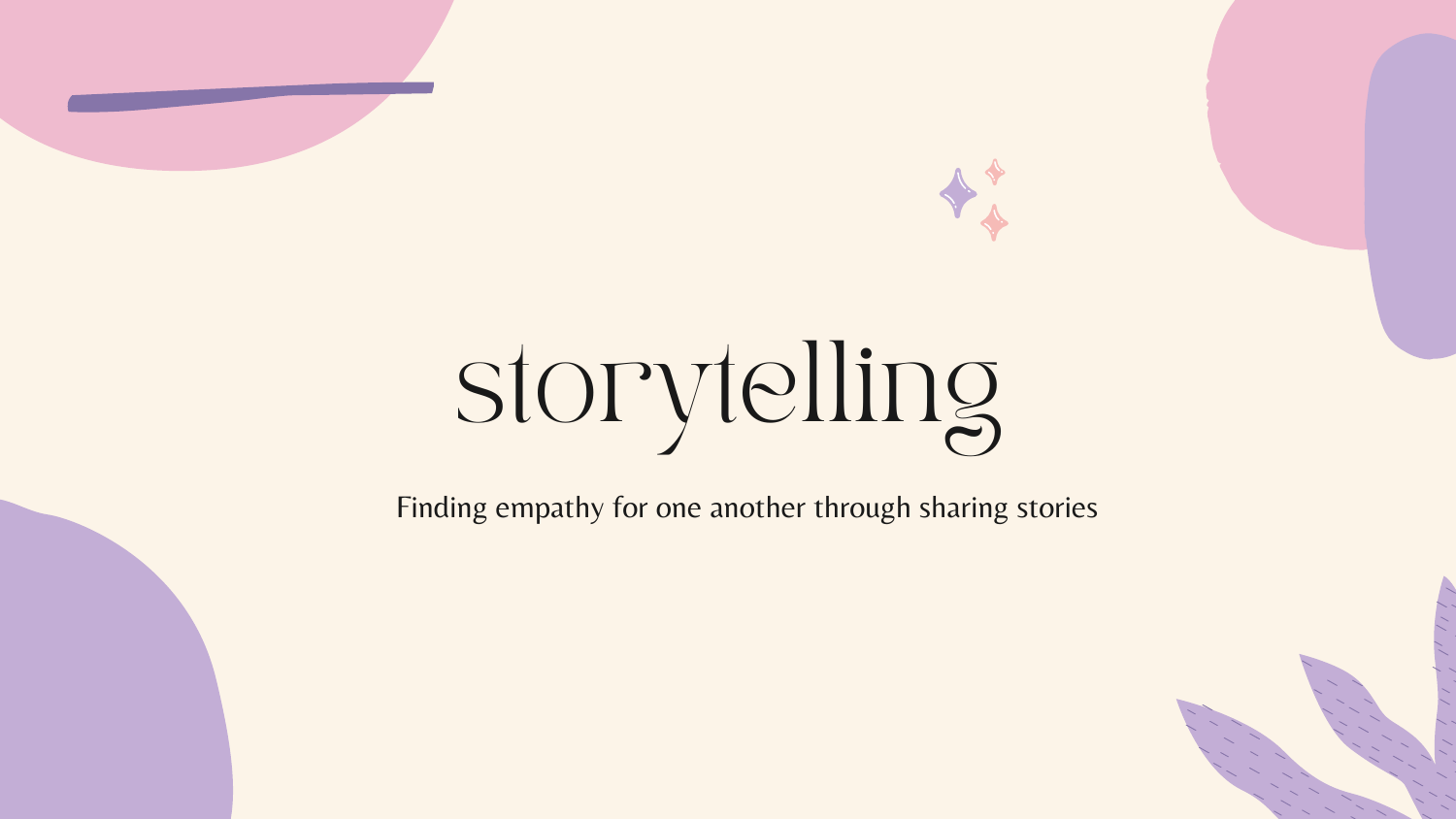# storytelling

Finding empathy for one another through sharing stories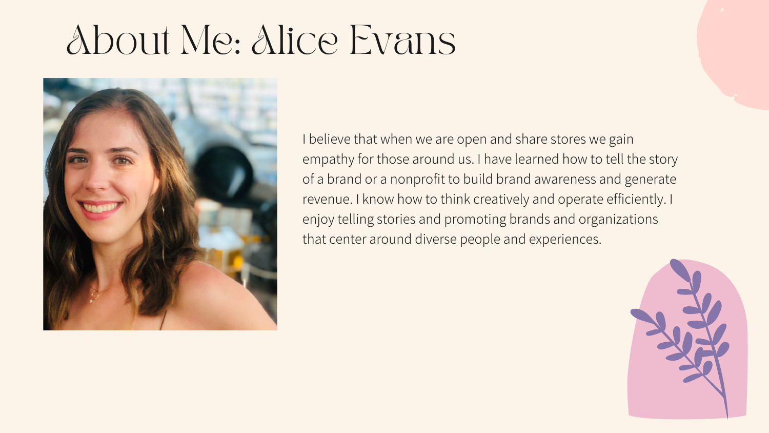# About Me: Alice Evans

I believe that when we are open and share stores we gain empathy for those around us. I have learned how to tell the story of a brand or a nonprofit to build brand awareness and generate revenue. I know how to think creatively and operate efficiently. I enjoy telling stories and promoting brands and organizations that center around diverse people and experiences.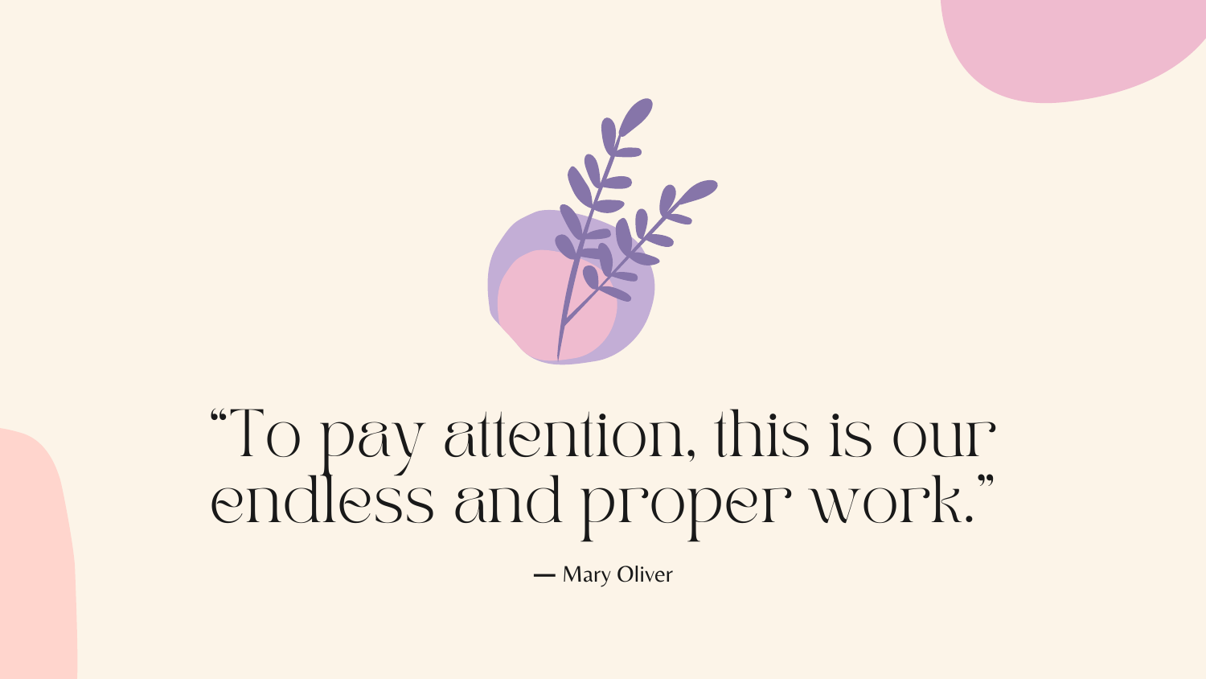"To pay attention, this is our endless and proper work."

— Mary Oliver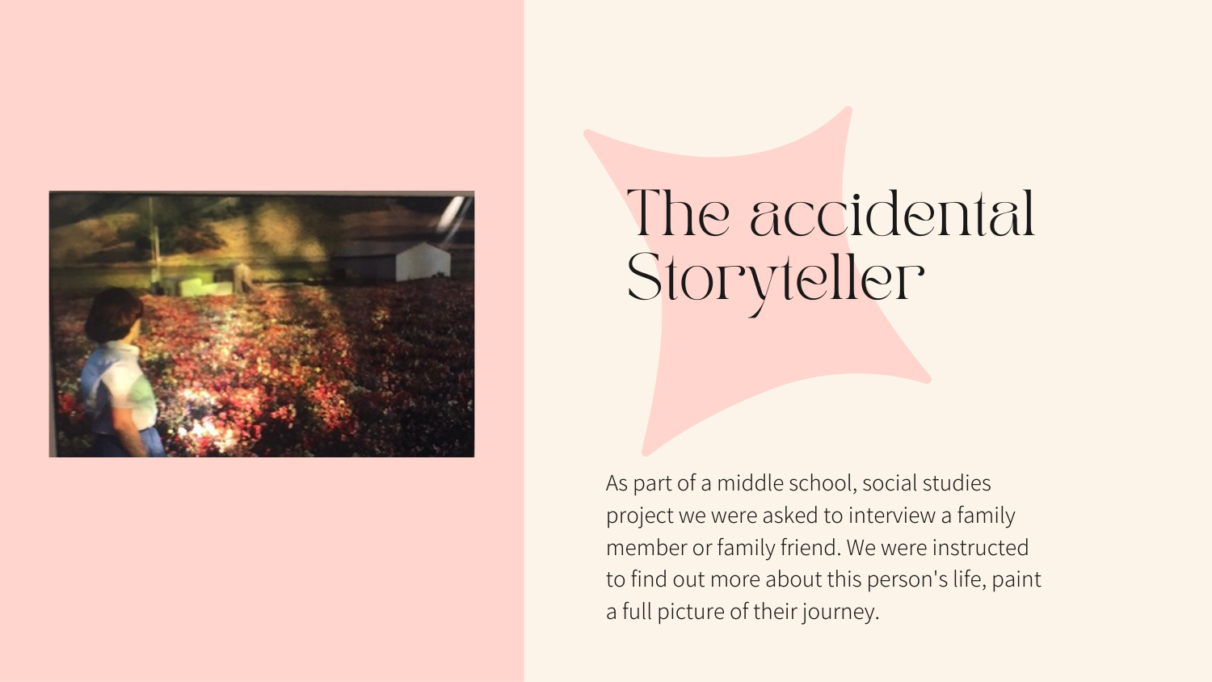# The accidental Storyteller

As part of a middle school, social studies project we were asked to interview a family member or family friend. We were instructed to find out more about this person's life, paint a full picture of their journey.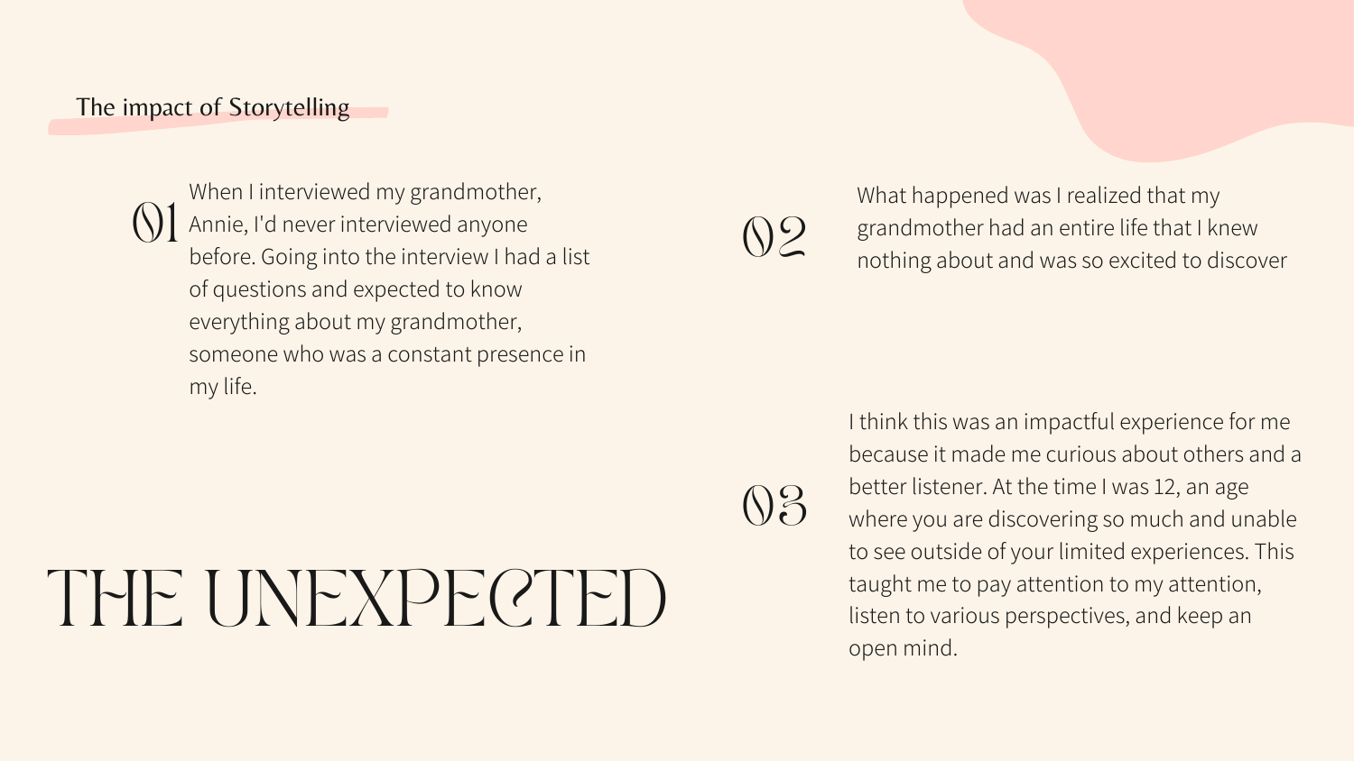## The impact of Storytelling

# THE UNEXPECTED

**01** When I interviewed my grandmother, Annie, I'd never interviewed anyone before. Going into the interview I had a list of questions and expected to know everything about my grandmother, someone who was a constant presence in my life.

**02** What happened was I realized that my grandmother had an entire life that I knew nothing about and was so excited to discover

**03** I think this was an impactful experience for me because it made me curious about others and a better listener. At the time I was 12, an age where you are discovering so much and unable to see outside of your limited experiences. This taught me to pay attention to my attention, listen to various perspectives, and keep an open mind.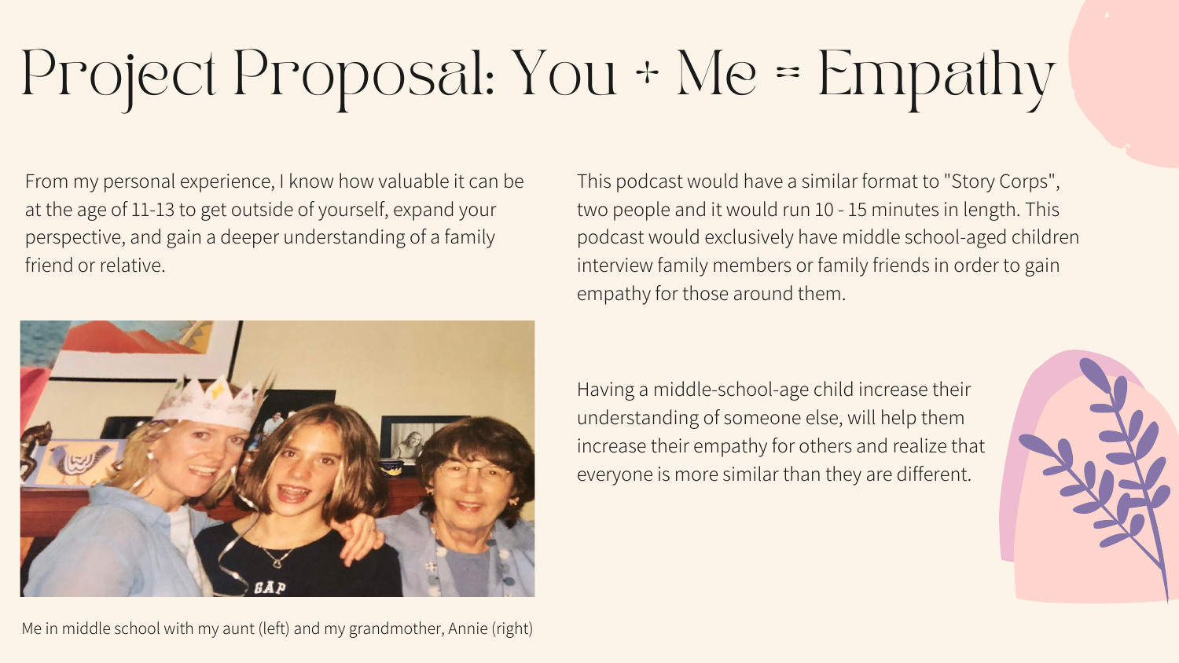# Project Proposal: You + Me = Empathy

From my personal experience, I know how valuable it can be at the age of 11-13 to get outside of yourself, expand your perspective, and gain a deeper understanding of a family friend or relative.

Me in middle school with my aunt (left) and my grandmother, Annie (right)

This podcast would have a similar format to "Story Corps", two people and it would run 10 - 15 minutes in length. This podcast would exclusively have middle school-aged children interview family members or family friends in order to gain empathy for those around them.

Having a middle-school-age child increase their understanding of someone else, will help them increase their empathy for others and realize that everyone is more similar than they are different.